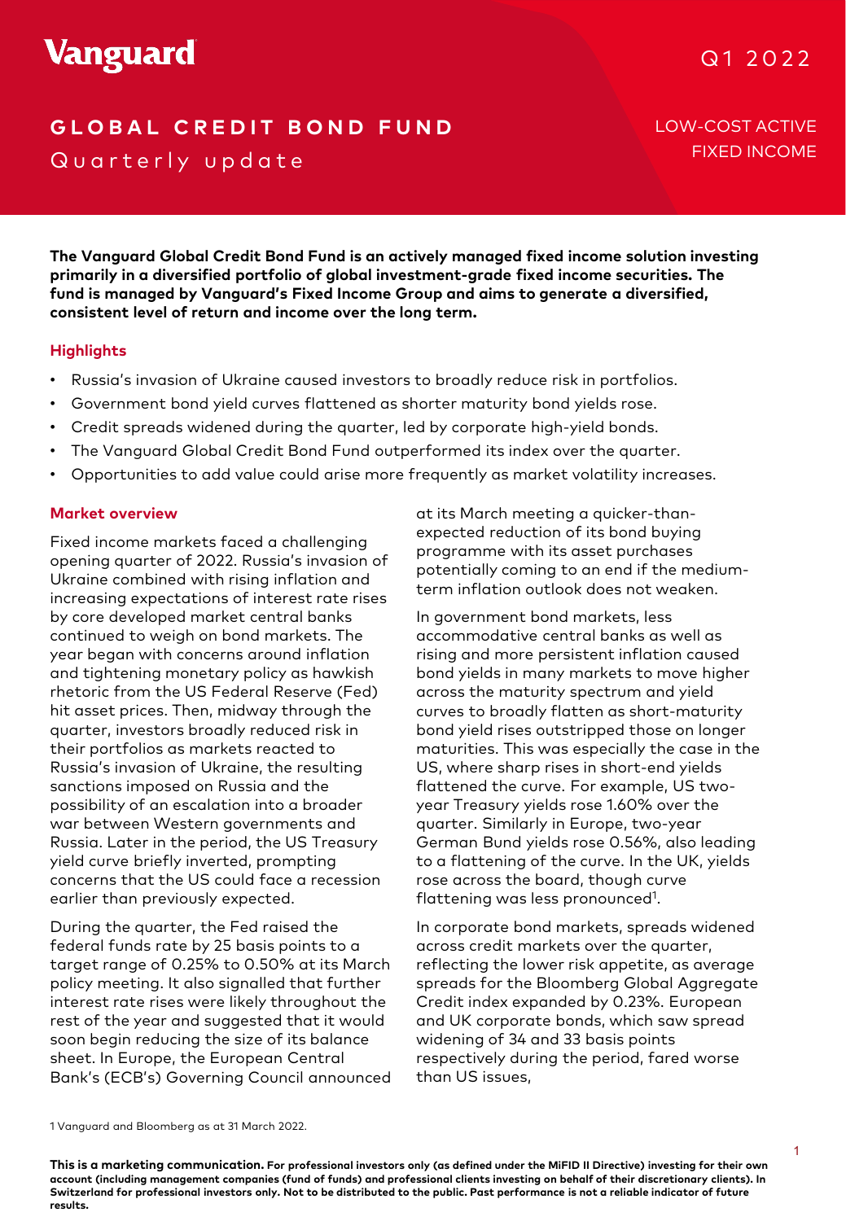Vanguard

Q1 2022

# GLOBAL CREDIT BOND FUND

## Quarterly update

LOW-COST ACTIVE FIXED INCOME

**The Vanguard Global Credit Bond Fund is an actively managed fixed income solution investing primarily in a diversified portfolio of global investment-grade fixed income securities. The fund is managed by Vanguard's Fixed Income Group and aims to generate a diversified, consistent level of return and income over the long term.**

### Highlights

- Russia's invasion of Ukraine caused investors to broadly reduce risk in portfolios.
- Government bond yield curves flattened as shorter maturity bond yields rose.
- Credit spreads widened during the quarter, led by corporate high-yield bonds.
- The Vanguard Global Credit Bond Fund outperformed its index over the quarter.
- Opportunities to add value could arise more frequently as market volatility increases.

### Market overview

Fixed income markets faced a challenging opening quarter of 2022. Russia's invasion of Ukraine combined with rising inflation and increasing expectations of interest rate rises by core developed market central banks continued to weigh on bond markets. The year began with concerns around inflation and tightening monetary policy as hawkish rhetoric from the US Federal Reserve (Fed) hit asset prices. Then, midway through the quarter, investors broadly reduced risk in their portfolios as markets reacted to Russia's invasion of Ukraine, the resulting sanctions imposed on Russia and the possibility of an escalation into a broader war between Western governments and Russia. Later in the period, the US Treasury yield curve briefly inverted, prompting concerns that the US could face a recession earlier than previously expected.

During the quarter, the Fed raised the federal funds rate by 25 basis points to a target range of 0.25% to 0.50% at its March policy meeting. It also signalled that further interest rate rises were likely throughout the rest of the year and suggested that it would soon begin reducing the size of its balance sheet. In Europe, the European Central Bank's (ECB's) Governing Council announced at its March meeting a quicker-than-expected reduction of its bond buying programme with its asset purchases potentially coming to an end if the medium-term inflation outlook does not weaken.

In government bond markets, less accommodative central banks as well as rising and more persistent inflation caused bond yields in many markets to move higher across the maturity spectrum and yield curves to broadly flatten as short-maturity bond yield rises outstripped those on longer maturities. This was especially the case in the US, where sharp rises in short-end yields flattened the curve. For example, US two-year Treasury yields rose 1.60% over the quarter. Similarly in Europe, two-year German Bund yields rose 0.56%, also leading to a flattening of the curve. In the UK, yields rose across the board, though curve flattening was less pronounced[1].

In corporate bond markets, spreads widened across credit markets over the quarter, reflecting the lower risk appetite, as average spreads for the Bloomberg Global Aggregate Credit index expanded by 0.23%. European and UK corporate bonds, which saw spread widening of 34 and 33 basis points respectively during the period, fared worse than US issues,

1 Vanguard and Bloomberg as at 31 March 2022.

**This is a marketing communication. For professional investors only (as defined under the MiFID II Directive) investing for their own account (including management companies (fund of funds) and professional clients investing on behalf of their discretionary clients). In Switzerland for professional investors only. Not to be distributed to the public. Past performance is not a reliable indicator of future results.**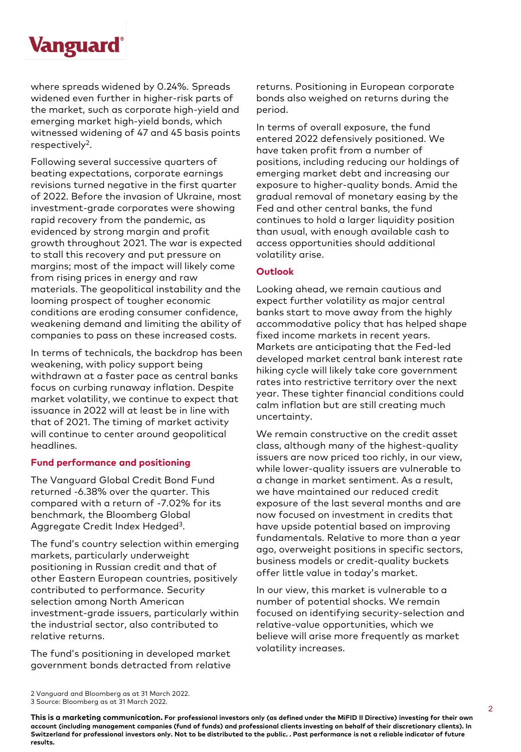where spreads widened by 0.24%. Spreads widened even further in higher-risk parts of the market, such as corporate high-yield and emerging market high-yield bonds, which witnessed widening of 47 and 45 basis points respectively[2].

Following several successive quarters of beating expectations, corporate earnings revisions turned negative in the first quarter of 2022. Before the invasion of Ukraine, most investment-grade corporates were showing rapid recovery from the pandemic, as evidenced by strong margin and profit growth throughout 2021. The war is expected to stall this recovery and put pressure on margins; most of the impact will likely come from rising prices in energy and raw materials. The geopolitical instability and the looming prospect of tougher economic conditions are eroding consumer confidence, weakening demand and limiting the ability of companies to pass on these increased costs.

In terms of technicals, the backdrop has been weakening, with policy support being withdrawn at a faster pace as central banks focus on curbing runaway inflation. Despite market volatility, we continue to expect that issuance in 2022 will at least be in line with that of 2021. The timing of market activity will continue to center around geopolitical headlines.

## Fund performance and positioning

The Vanguard Global Credit Bond Fund returned -6.38% over the quarter. This compared with a return of -7.02% for its benchmark, the Bloomberg Global Aggregate Credit Index Hedged[3].

The fund's country selection within emerging markets, particularly underweight positioning in Russian credit and that of other Eastern European countries, positively contributed to performance. Security selection among North American investment-grade issuers, particularly within the industrial sector, also contributed to relative returns.

The fund's positioning in developed market government bonds detracted from relative returns. Positioning in European corporate bonds also weighed on returns during the period.

In terms of overall exposure, the fund entered 2022 defensively positioned. We have taken profit from a number of positions, including reducing our holdings of emerging market debt and increasing our exposure to higher-quality bonds. Amid the gradual removal of monetary easing by the Fed and other central banks, the fund continues to hold a larger liquidity position than usual, with enough available cash to access opportunities should additional volatility arise.

## Outlook

Looking ahead, we remain cautious and expect further volatility as major central banks start to move away from the highly accommodative policy that has helped shape fixed income markets in recent years. Markets are anticipating that the Fed-led developed market central bank interest rate hiking cycle will likely take core government rates into restrictive territory over the next year. These tighter financial conditions could calm inflation but are still creating much uncertainty.

We remain constructive on the credit asset class, although many of the highest-quality issuers are now priced too richly, in our view, while lower-quality issuers are vulnerable to a change in market sentiment. As a result, we have maintained our reduced credit exposure of the last several months and are now focused on investment in credits that have upside potential based on improving fundamentals. Relative to more than a year ago, overweight positions in specific sectors, business models or credit-quality buckets offer little value in today's market.

In our view, this market is vulnerable to a number of potential shocks. We remain focused on identifying security-selection and relative-value opportunities, which we believe will arise more frequently as market volatility increases.

2 Vanguard and Bloomberg as at 31 March 2022.
3 Source: Bloomberg as at 31 March 2022.

**This is a marketing communication. For professional investors only (as defined under the MiFID II Directive) investing for their own account (including management companies (fund of funds) and professional clients investing on behalf of their discretionary clients). In Switzerland for professional investors only. Not to be distributed to the public. . Past performance is not a reliable indicator of future results.**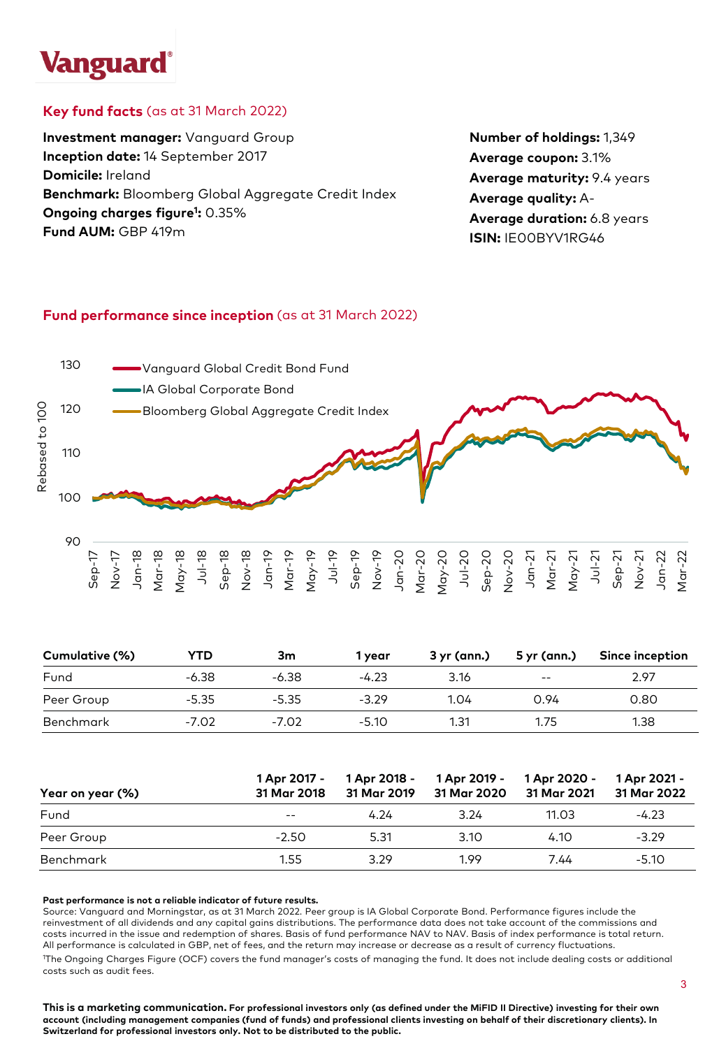## Key fund facts (as at 31 March 2022)

**Investment manager:** Vanguard Group
**Inception date:** 14 September 2017
**Domicile:** Ireland
**Benchmark:** Bloomberg Global Aggregate Credit Index
**Ongoing charges figure[1]:** 0.35%
**Fund AUM:** GBP 419m

**Number of holdings:** 1,349
**Average coupon:** 3.1%
**Average maturity:** 9.4 years
**Average quality:** A-
**Average duration:** 6.8 years
**ISIN:** IE00BYV1RG46

## Fund performance since inception (as at 31 March 2022)

| Cumulative (%) | YTD | 3m | 1 year | 3 yr (ann.) | 5 yr (ann.) | Since inception |
|---|---|---|---|---|---|---|
| Fund | -6.38 | -6.38 | -4.23 | 3.16 | -- | 2.97 |
| Peer Group | -5.35 | -5.35 | -3.29 | 1.04 | 0.94 | 0.80 |
| Benchmark | -7.02 | -7.02 | -5.10 | 1.31 | 1.75 | 1.38 |

| Year on year (%) | 1 Apr 2017 - 31 Mar 2018 | 1 Apr 2018 - 31 Mar 2019 | 1 Apr 2019 - 31 Mar 2020 | 1 Apr 2020 - 31 Mar 2021 | 1 Apr 2021 - 31 Mar 2022 |
|---|---|---|---|---|---|
| Fund | -- | 4.24 | 3.24 | 11.03 | -4.23 |
| Peer Group | -2.50 | 5.31 | 3.10 | 4.10 | -3.29 |
| Benchmark | 1.55 | 3.29 | 1.99 | 7.44 | -5.10 |

**Past performance is not a reliable indicator of future results.**

Source: Vanguard and Morningstar, as at 31 March 2022. Peer group is IA Global Corporate Bond. Performance figures include the reinvestment of all dividends and any capital gains distributions. The performance data does not take account of the commissions and costs incurred in the issue and redemption of shares. Basis of fund performance NAV to NAV. Basis of index performance is total return. All performance is calculated in GBP, net of fees, and the return may increase or decrease as a result of currency fluctuations.

[1]The Ongoing Charges Figure (OCF) covers the fund manager's costs of managing the fund. It does not include dealing costs or additional costs such as audit fees.

**This is a marketing communication. For professional investors only (as defined under the MiFID II Directive) investing for their own account (including management companies (fund of funds) and professional clients investing on behalf of their discretionary clients). In Switzerland for professional investors only. Not to be distributed to the public.**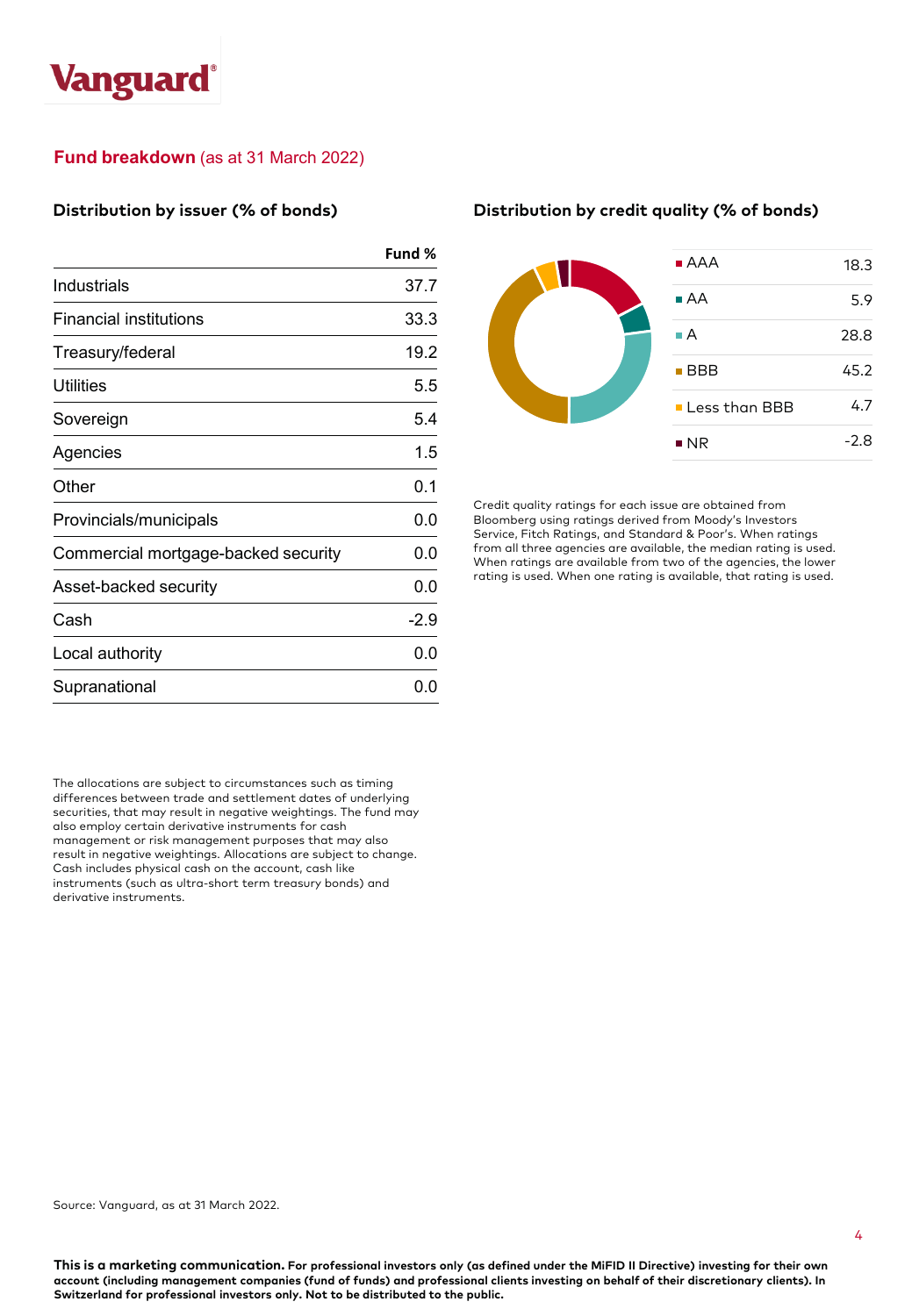Vanguard

## Fund breakdown (as at 31 March 2022)

### Distribution by issuer (% of bonds)

| | Fund % |
|---|---|
| Industrials | 37.7 |
| Financial institutions | 33.3 |
| Treasury/federal | 19.2 |
| Utilities | 5.5 |
| Sovereign | 5.4 |
| Agencies | 1.5 |
| Other | 0.1 |
| Provincials/municipals | 0.0 |
| Commercial mortgage-backed security | 0.0 |
| Asset-backed security | 0.0 |
| Cash | -2.9 |
| Local authority | 0.0 |
| Supranational | 0.0 |

The allocations are subject to circumstances such as timing differences between trade and settlement dates of underlying securities, that may result in negative weightings. The fund may also employ certain derivative instruments for cash management or risk management purposes that may also result in negative weightings. Allocations are subject to change. Cash includes physical cash on the account, cash like instruments (such as ultra-short term treasury bonds) and derivative instruments.

### Distribution by credit quality (% of bonds)

| | |
|---|---|
| AAA | 18.3 |
| AA | 5.9 |
| A | 28.8 |
| BBB | 45.2 |
| Less than BBB | 4.7 |
| NR | -2.8 |

Credit quality ratings for each issue are obtained from Bloomberg using ratings derived from Moody's Investors Service, Fitch Ratings, and Standard & Poor's. When ratings from all three agencies are available, the median rating is used. When ratings are available from two of the agencies, the lower rating is used. When one rating is available, that rating is used.

Source: Vanguard, as at 31 March 2022.

**This is a marketing communication. For professional investors only (as defined under the MiFID II Directive) investing for their own account (including management companies (fund of funds) and professional clients investing on behalf of their discretionary clients). In Switzerland for professional investors only. Not to be distributed to the public.**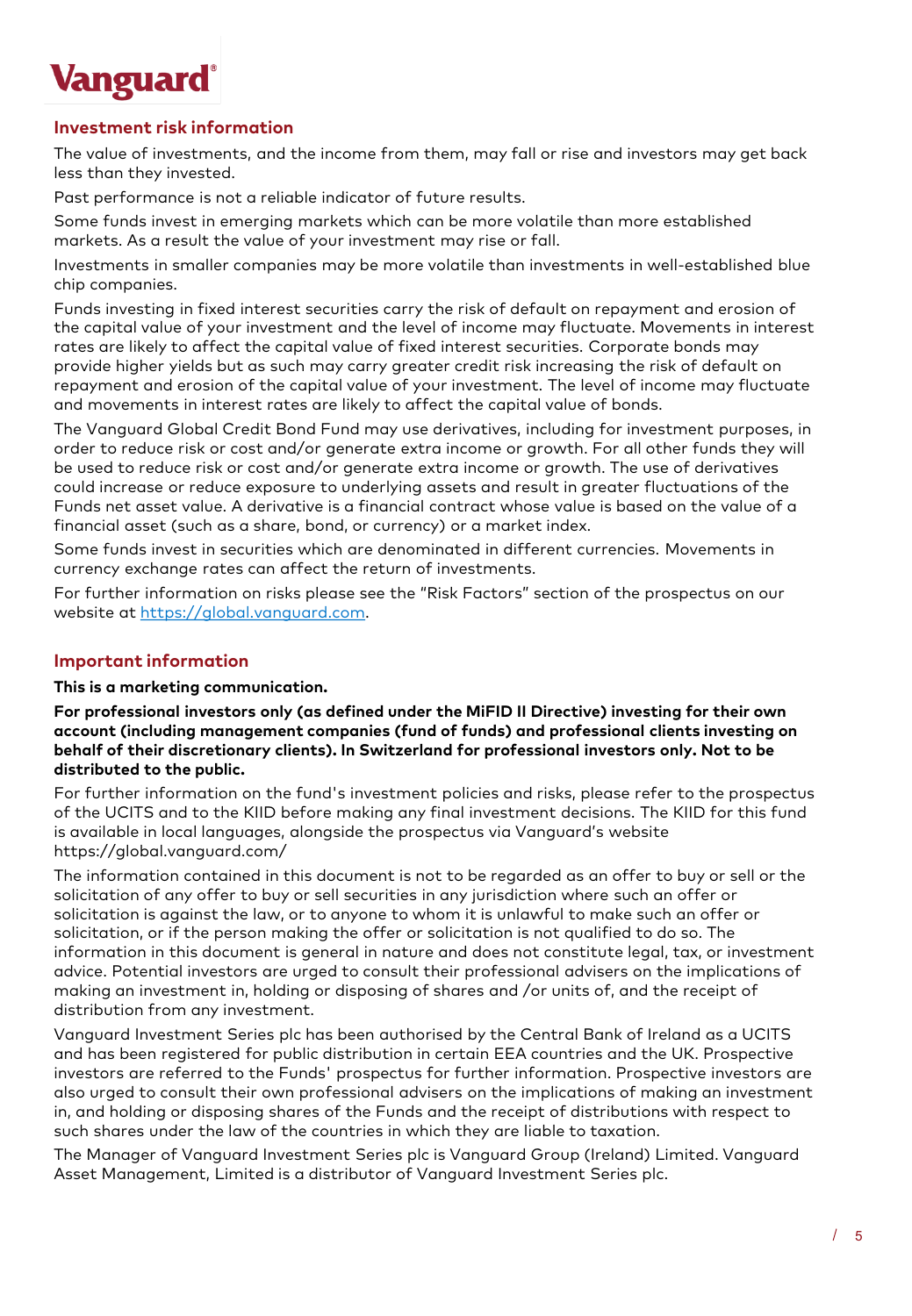## Investment risk information

The value of investments, and the income from them, may fall or rise and investors may get back less than they invested.

Past performance is not a reliable indicator of future results.

Some funds invest in emerging markets which can be more volatile than more established markets. As a result the value of your investment may rise or fall.

Investments in smaller companies may be more volatile than investments in well-established blue chip companies.

Funds investing in fixed interest securities carry the risk of default on repayment and erosion of the capital value of your investment and the level of income may fluctuate. Movements in interest rates are likely to affect the capital value of fixed interest securities. Corporate bonds may provide higher yields but as such may carry greater credit risk increasing the risk of default on repayment and erosion of the capital value of your investment. The level of income may fluctuate and movements in interest rates are likely to affect the capital value of bonds.

The Vanguard Global Credit Bond Fund may use derivatives, including for investment purposes, in order to reduce risk or cost and/or generate extra income or growth. For all other funds they will be used to reduce risk or cost and/or generate extra income or growth. The use of derivatives could increase or reduce exposure to underlying assets and result in greater fluctuations of the Funds net asset value. A derivative is a financial contract whose value is based on the value of a financial asset (such as a share, bond, or currency) or a market index.

Some funds invest in securities which are denominated in different currencies. Movements in currency exchange rates can affect the return of investments.

For further information on risks please see the "Risk Factors" section of the prospectus on our website at https://global.vanguard.com.

## Important information

**This is a marketing communication.**

**For professional investors only (as defined under the MiFID II Directive) investing for their own account (including management companies (fund of funds) and professional clients investing on behalf of their discretionary clients). In Switzerland for professional investors only. Not to be distributed to the public.**

For further information on the fund's investment policies and risks, please refer to the prospectus of the UCITS and to the KIID before making any final investment decisions. The KIID for this fund is available in local languages, alongside the prospectus via Vanguard's website https://global.vanguard.com/

The information contained in this document is not to be regarded as an offer to buy or sell or the solicitation of any offer to buy or sell securities in any jurisdiction where such an offer or solicitation is against the law, or to anyone to whom it is unlawful to make such an offer or solicitation, or if the person making the offer or solicitation is not qualified to do so. The information in this document is general in nature and does not constitute legal, tax, or investment advice. Potential investors are urged to consult their professional advisers on the implications of making an investment in, holding or disposing of shares and /or units of, and the receipt of distribution from any investment.

Vanguard Investment Series plc has been authorised by the Central Bank of Ireland as a UCITS and has been registered for public distribution in certain EEA countries and the UK. Prospective investors are referred to the Funds' prospectus for further information. Prospective investors are also urged to consult their own professional advisers on the implications of making an investment in, and holding or disposing shares of the Funds and the receipt of distributions with respect to such shares under the law of the countries in which they are liable to taxation.

The Manager of Vanguard Investment Series plc is Vanguard Group (Ireland) Limited. Vanguard Asset Management, Limited is a distributor of Vanguard Investment Series plc.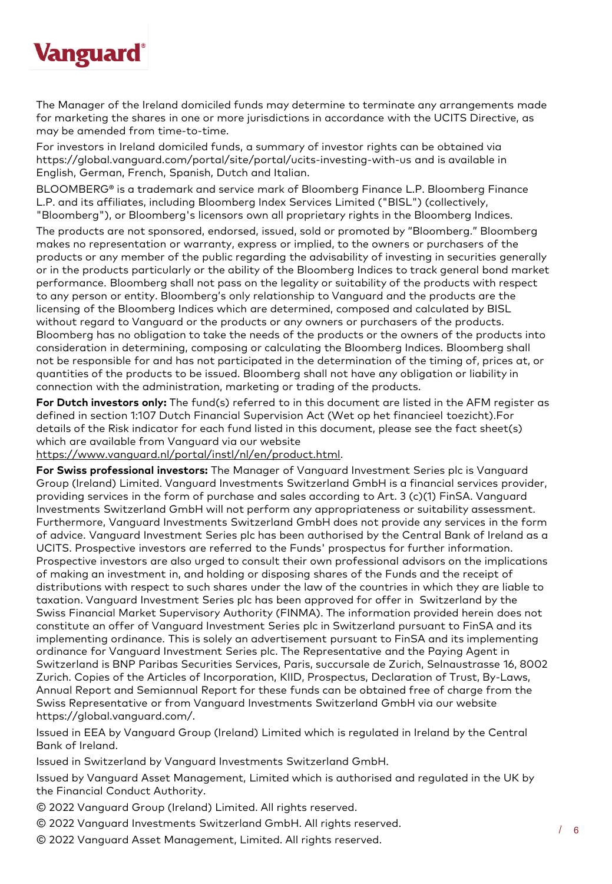The Manager of the Ireland domiciled funds may determine to terminate any arrangements made for marketing the shares in one or more jurisdictions in accordance with the UCITS Directive, as may be amended from time-to-time.

For investors in Ireland domiciled funds, a summary of investor rights can be obtained via https://global.vanguard.com/portal/site/portal/ucits-investing-with-us and is available in English, German, French, Spanish, Dutch and Italian.

BLOOMBERG® is a trademark and service mark of Bloomberg Finance L.P. Bloomberg Finance L.P. and its affiliates, including Bloomberg Index Services Limited ("BISL") (collectively, "Bloomberg"), or Bloomberg's licensors own all proprietary rights in the Bloomberg Indices.

The products are not sponsored, endorsed, issued, sold or promoted by "Bloomberg." Bloomberg makes no representation or warranty, express or implied, to the owners or purchasers of the products or any member of the public regarding the advisability of investing in securities generally or in the products particularly or the ability of the Bloomberg Indices to track general bond market performance. Bloomberg shall not pass on the legality or suitability of the products with respect to any person or entity. Bloomberg's only relationship to Vanguard and the products are the licensing of the Bloomberg Indices which are determined, composed and calculated by BISL without regard to Vanguard or the products or any owners or purchasers of the products. Bloomberg has no obligation to take the needs of the products or the owners of the products into consideration in determining, composing or calculating the Bloomberg Indices. Bloomberg shall not be responsible for and has not participated in the determination of the timing of, prices at, or quantities of the products to be issued. Bloomberg shall not have any obligation or liability in connection with the administration, marketing or trading of the products.

**For Dutch investors only:** The fund(s) referred to in this document are listed in the AFM register as defined in section 1:107 Dutch Financial Supervision Act (Wet op het financieel toezicht).For details of the Risk indicator for each fund listed in this document, please see the fact sheet(s) which are available from Vanguard via our website https://www.vanguard.nl/portal/instl/nl/en/product.html.

**For Swiss professional investors:** The Manager of Vanguard Investment Series plc is Vanguard Group (Ireland) Limited. Vanguard Investments Switzerland GmbH is a financial services provider, providing services in the form of purchase and sales according to Art. 3 (c)(1) FinSA. Vanguard Investments Switzerland GmbH will not perform any appropriateness or suitability assessment. Furthermore, Vanguard Investments Switzerland GmbH does not provide any services in the form of advice. Vanguard Investment Series plc has been authorised by the Central Bank of Ireland as a UCITS. Prospective investors are referred to the Funds' prospectus for further information. Prospective investors are also urged to consult their own professional advisors on the implications of making an investment in, and holding or disposing shares of the Funds and the receipt of distributions with respect to such shares under the law of the countries in which they are liable to taxation. Vanguard Investment Series plc has been approved for offer in Switzerland by the Swiss Financial Market Supervisory Authority (FINMA). The information provided herein does not constitute an offer of Vanguard Investment Series plc in Switzerland pursuant to FinSA and its implementing ordinance. This is solely an advertisement pursuant to FinSA and its implementing ordinance for Vanguard Investment Series plc. The Representative and the Paying Agent in Switzerland is BNP Paribas Securities Services, Paris, succursale de Zurich, Selnaustrasse 16, 8002 Zurich. Copies of the Articles of Incorporation, KIID, Prospectus, Declaration of Trust, By-Laws, Annual Report and Semiannual Report for these funds can be obtained free of charge from the Swiss Representative or from Vanguard Investments Switzerland GmbH via our website https://global.vanguard.com/.

Issued in EEA by Vanguard Group (Ireland) Limited which is regulated in Ireland by the Central Bank of Ireland.

Issued in Switzerland by Vanguard Investments Switzerland GmbH.

Issued by Vanguard Asset Management, Limited which is authorised and regulated in the UK by the Financial Conduct Authority.

© 2022 Vanguard Group (Ireland) Limited. All rights reserved.

© 2022 Vanguard Investments Switzerland GmbH. All rights reserved.

© 2022 Vanguard Asset Management, Limited. All rights reserved.